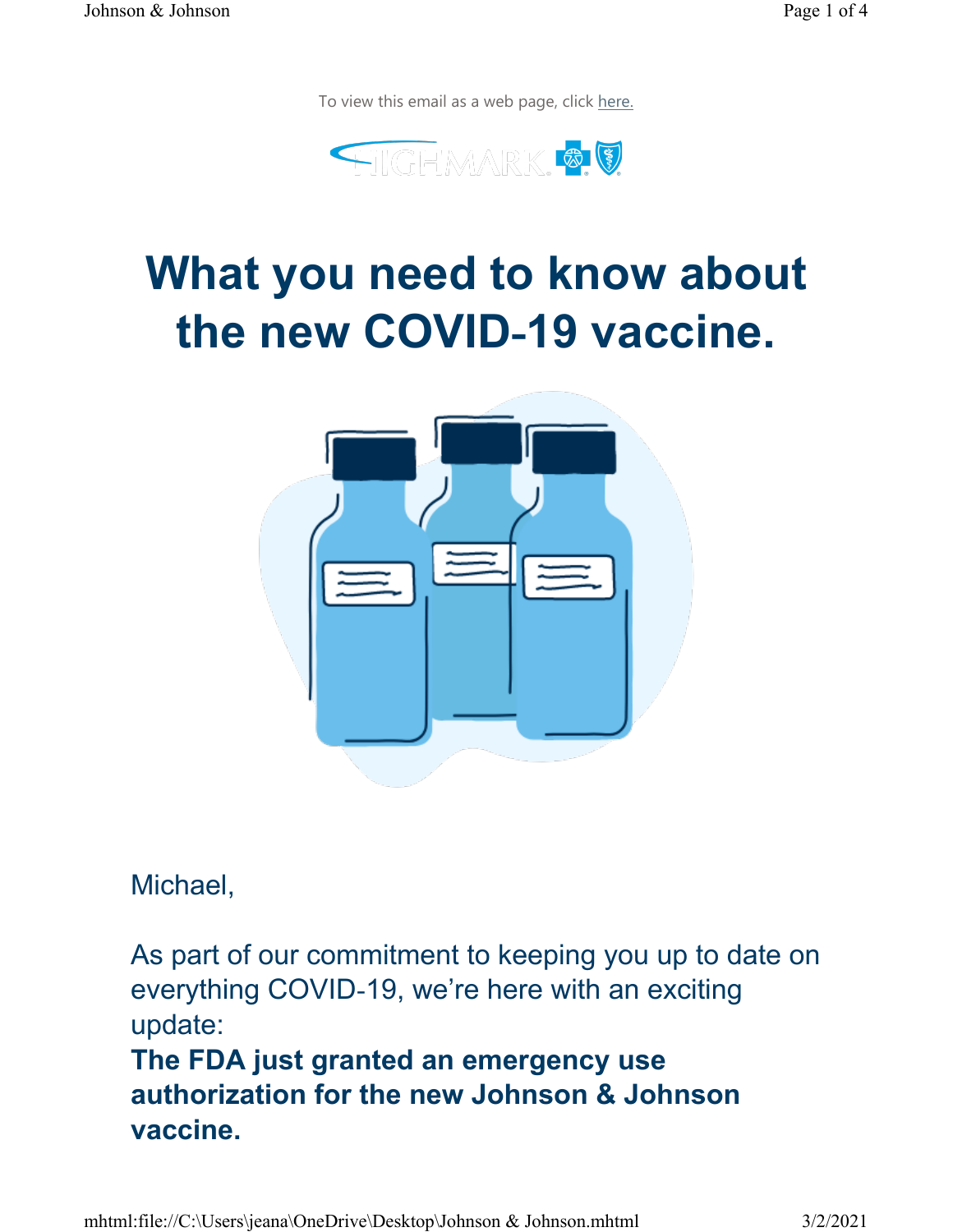To view this email as a web page, click here.

# What you need to know about the new COVID-19 vaccine.

Michael,

As part of our commitment to keeping you up to date on everything COVID-19, we're here with an exciting update:

**The FDA just granted an emergency use authorization for the new Johnson & Johnson vaccine.**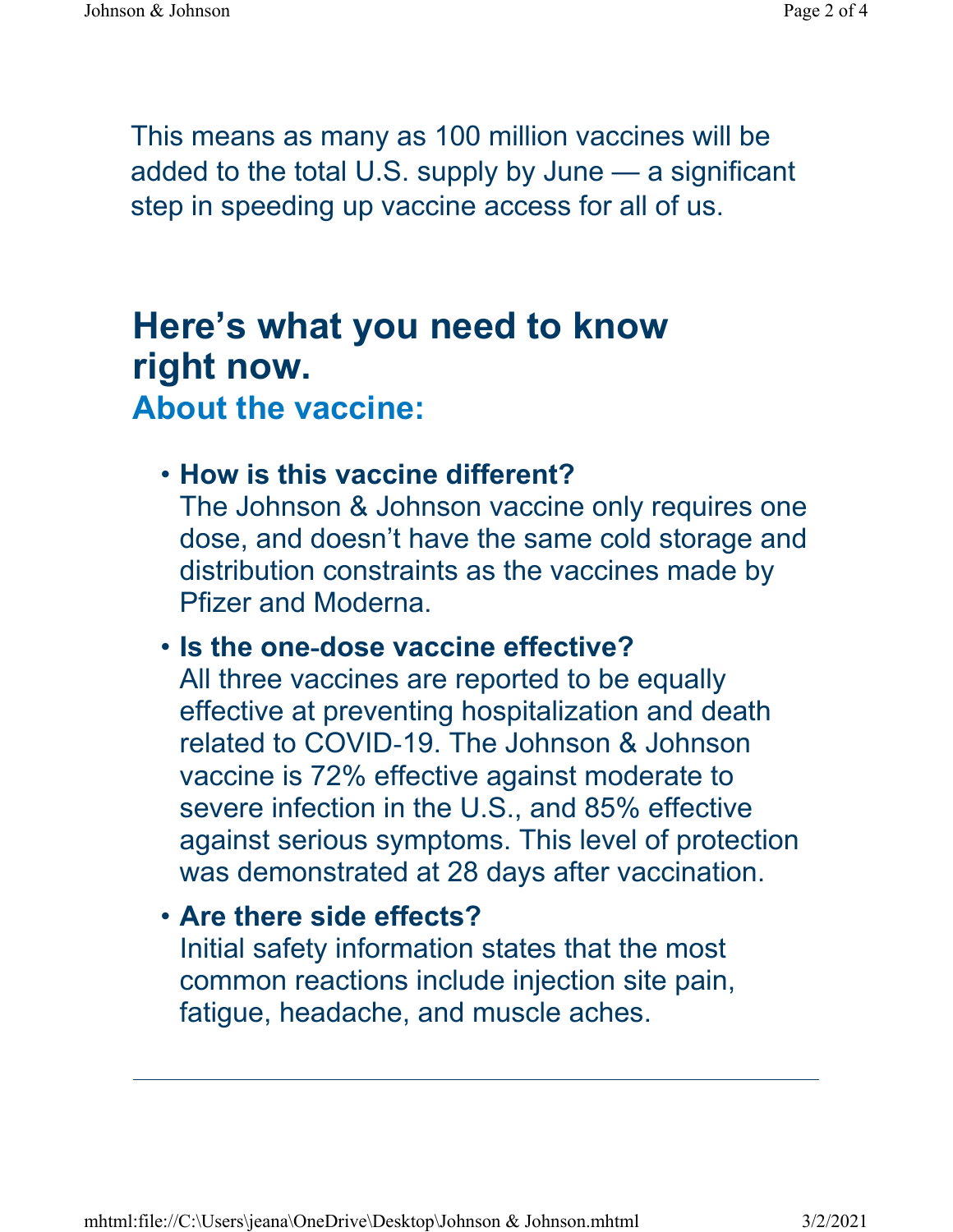This means as many as 100 million vaccines will be added to the total U.S. supply by June — a significant step in speeding up vaccine access for all of us.

## Here's what you need to know right now.

### About the vaccine:

- **How is this vaccine different?**
  The Johnson & Johnson vaccine only requires one dose, and doesn't have the same cold storage and distribution constraints as the vaccines made by Pfizer and Moderna.
- **Is the one-dose vaccine effective?**
  All three vaccines are reported to be equally effective at preventing hospitalization and death related to COVID-19. The Johnson & Johnson vaccine is 72% effective against moderate to severe infection in the U.S., and 85% effective against serious symptoms. This level of protection was demonstrated at 28 days after vaccination.
- **Are there side effects?**
  Initial safety information states that the most common reactions include injection site pain, fatigue, headache, and muscle aches.

---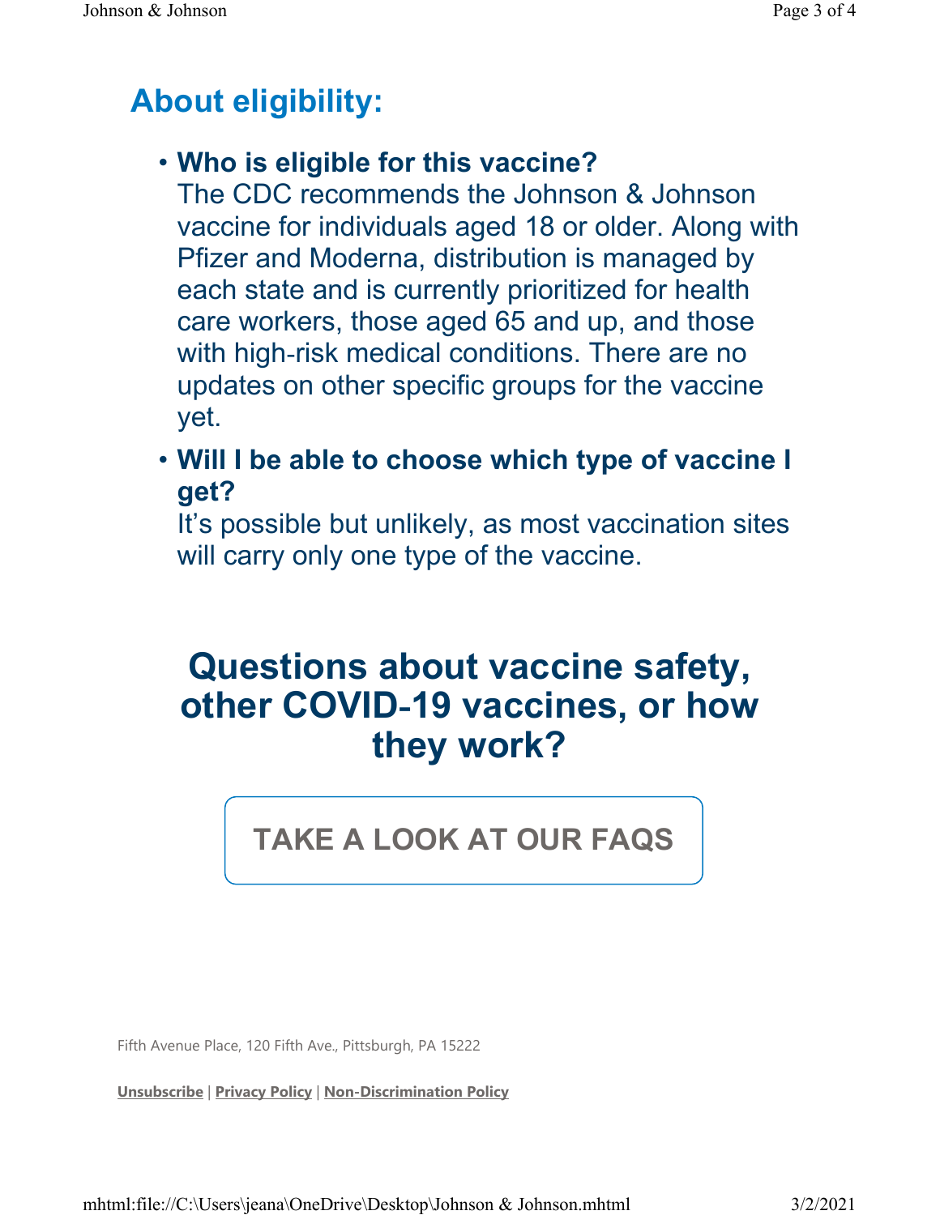## About eligibility:

- **Who is eligible for this vaccine?**
  The CDC recommends the Johnson & Johnson vaccine for individuals aged 18 or older. Along with Pfizer and Moderna, distribution is managed by each state and is currently prioritized for health care workers, those aged 65 and up, and those with high-risk medical conditions. There are no updates on other specific groups for the vaccine yet.
- **Will I be able to choose which type of vaccine I get?**
  It's possible but unlikely, as most vaccination sites will carry only one type of the vaccine.

## Questions about vaccine safety, other COVID-19 vaccines, or how they work?

**TAKE A LOOK AT OUR FAQS**

Fifth Avenue Place, 120 Fifth Ave., Pittsburgh, PA 15222

**Unsubscribe** | **Privacy Policy** | **Non-Discrimination Policy**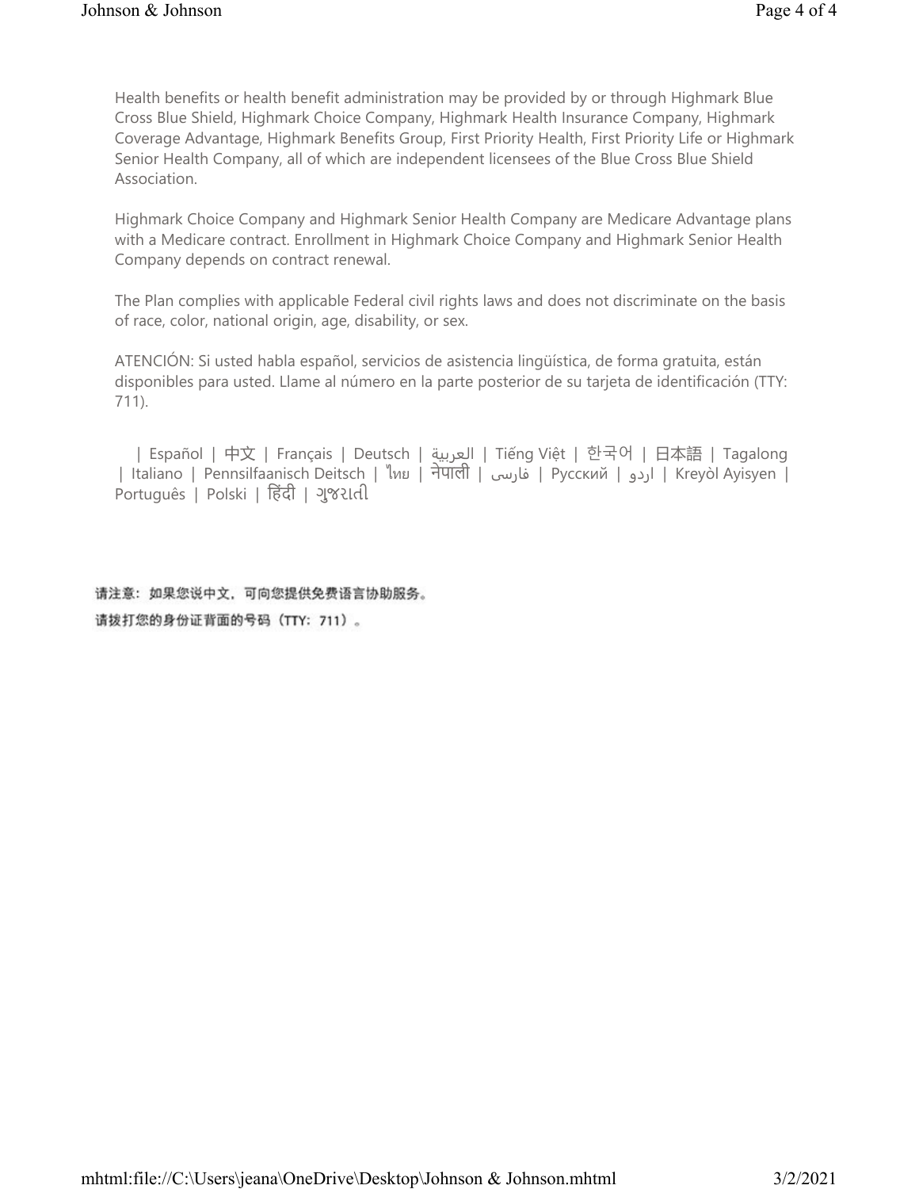Health benefits or health benefit administration may be provided by or through Highmark Blue Cross Blue Shield, Highmark Choice Company, Highmark Health Insurance Company, Highmark Coverage Advantage, Highmark Benefits Group, First Priority Health, First Priority Life or Highmark Senior Health Company, all of which are independent licensees of the Blue Cross Blue Shield Association.

Highmark Choice Company and Highmark Senior Health Company are Medicare Advantage plans with a Medicare contract. Enrollment in Highmark Choice Company and Highmark Senior Health Company depends on contract renewal.

The Plan complies with applicable Federal civil rights laws and does not discriminate on the basis of race, color, national origin, age, disability, or sex.

ATENCIÓN: Si usted habla español, servicios de asistencia lingüística, de forma gratuita, están disponibles para usted. Llame al número en la parte posterior de su tarjeta de identificación (TTY: 711).

| Español | 中文 | Français | Deutsch | العربية | Tiếng Việt | 한국어 | 日本語 | Tagalong | Italiano | Pennsilfaanisch Deitsch | ไทย | नेपाली | فارسی | Русский | اردو | Kreyòl Ayisyen | Português | Polski | हिंदी | ગુજરાતી

请注意：如果您说中文，可向您提供免费语言协助服务。

请拨打您的身份证背面的号码（TTY：711）。